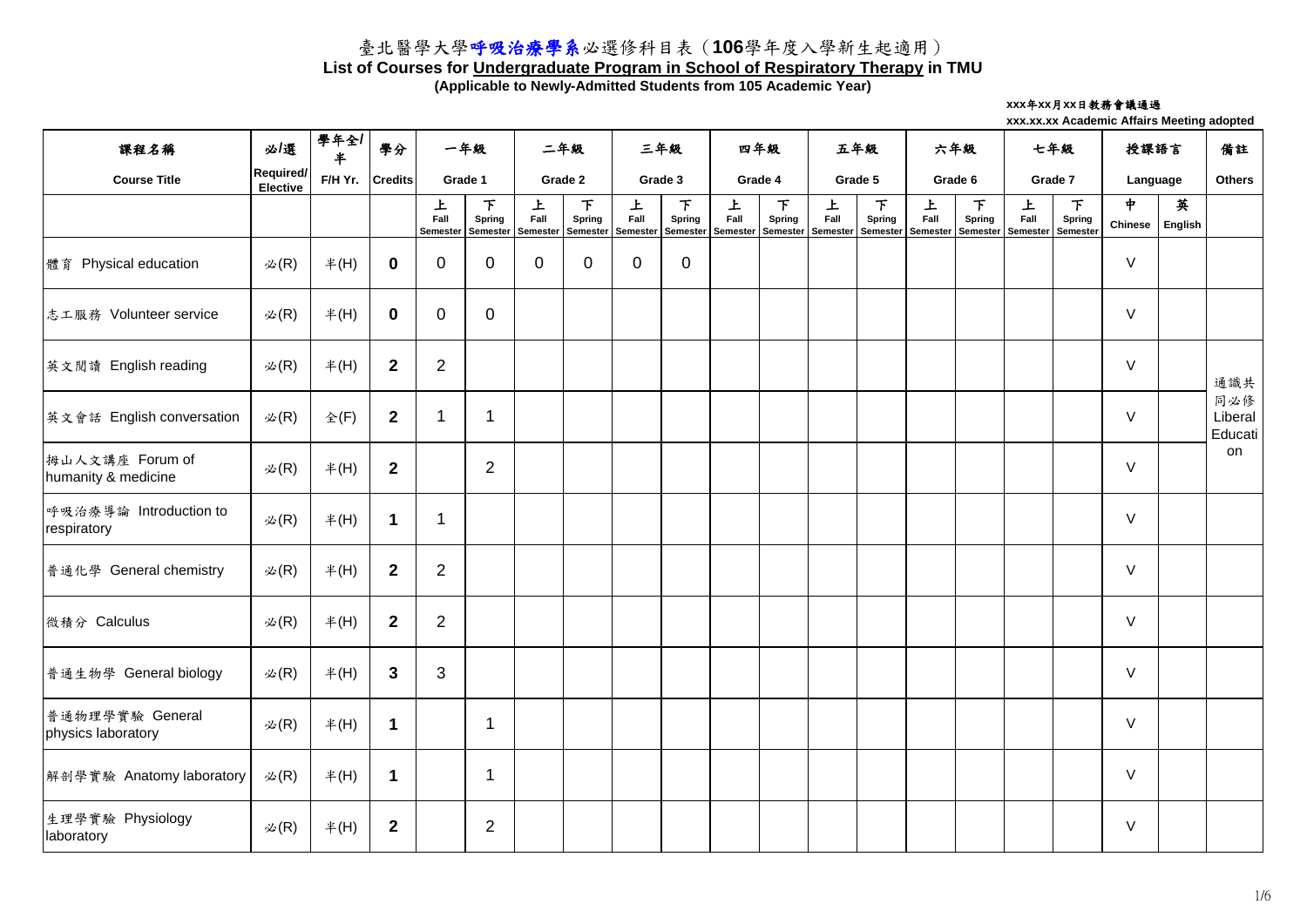# 臺北醫學大學呼吸治療學系必選修科目表（106學年度入學新生起適用）

## List of Courses for Undergraduate Program in School of Respiratory Therapy in TMU

**(Applicable to Newly-Admitted Students from 105 Academic Year)**

xxx年xx月xx日教務會議通過
xxx.xx.xx Academic Affairs Meeting adopted

| 課程名稱 Course Title | 必/選 Required/ Elective | 學年全/半 F/H Yr. | 學分 Credits | 一年級 Grade 1 | | 二年級 Grade 2 | | 三年級 Grade 3 | | 四年級 Grade 4 | | 五年級 Grade 5 | | 六年級 Grade 6 | | 七年級 Grade 7 | | 授課語言 Language | | 備註 Others |
|---|---|---|---|---|---|---|---|---|---|---|---|---|---|---|---|---|---|---|---|---|
| | | | | 上 Fall Semester | 下 Spring Semester | 上 Fall Semester | 下 Spring Semester | 上 Fall Semester | 下 Spring Semester | 上 Fall Semester | 下 Spring Semester | 上 Fall Semester | 下 Spring Semester | 上 Fall Semester | 下 Spring Semester | 上 Fall Semester | 下 Spring Semester | 中 Chinese | 英 English | |
| 體育 Physical education | 必(R) | 半(H) | **0** | 0 | 0 | 0 | 0 | 0 | 0 | | | | | | | | | V | | |
| 志工服務 Volunteer service | 必(R) | 半(H) | **0** | 0 | 0 | | | | | | | | | | | | | V | | |
| 英文閱讀 English reading | 必(R) | 半(H) | **2** | 2 | | | | | | | | | | | | | | V | | 通識共同必修 Liberal Education |
| 英文會話 English conversation | 必(R) | 全(F) | **2** | 1 | 1 | | | | | | | | | | | | | V | | 通識共同必修 Liberal Education |
| 楊山人文講座 Forum of humanity & medicine | 必(R) | 半(H) | **2** | | 2 | | | | | | | | | | | | | V | | 通識共同必修 Liberal Education |
| 呼吸治療導論 Introduction to respiratory | 必(R) | 半(H) | **1** | 1 | | | | | | | | | | | | | | V | | |
| 普通化學 General chemistry | 必(R) | 半(H) | **2** | 2 | | | | | | | | | | | | | | V | | |
| 微積分 Calculus | 必(R) | 半(H) | **2** | 2 | | | | | | | | | | | | | | V | | |
| 普通生物學 General biology | 必(R) | 半(H) | **3** | 3 | | | | | | | | | | | | | | V | | |
| 普通物理學實驗 General physics laboratory | 必(R) | 半(H) | **1** | | 1 | | | | | | | | | | | | | V | | |
| 解剖學實驗 Anatomy laboratory | 必(R) | 半(H) | **1** | | 1 | | | | | | | | | | | | | V | | |
| 生理學實驗 Physiology laboratory | 必(R) | 半(H) | **2** | | 2 | | | | | | | | | | | | | V | | |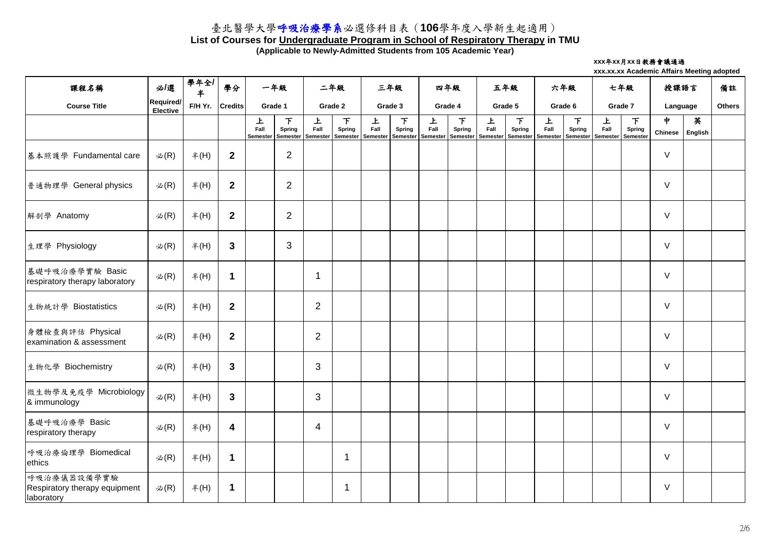# 臺北醫學大學呼吸治療學系必選修科目表（106學年度入學新生起適用）

**List of Courses for Undergraduate Program in School of Respiratory Therapy in TMU**

**(Applicable to Newly-Admitted Students from 105 Academic Year)**

xxx年xx月xx日教務會議通過

xxx.xx.xx Academic Affairs Meeting adopted

| 課程名稱 Course Title | 必/選 Required/ Elective | 學年全/半 F/H Yr. | 學分 Credits | 一年級 Grade 1 | | 二年級 Grade 2 | | 三年級 Grade 3 | | 四年級 Grade 4 | | 五年級 Grade 5 | | 六年級 Grade 6 | | 七年級 Grade 7 | | 授課語言 Language | | 備註 Others |
|---|---|---|---|---|---|---|---|---|---|---|---|---|---|---|---|---|---|---|---|---|
| | | | | 上 Fall Semester | 下 Spring Semester | 上 Fall Semester | 下 Spring Semester | 上 Fall Semester | 下 Spring Semester | 上 Fall Semester | 下 Spring Semester | 上 Fall Semester | 下 Spring Semester | 上 Fall Semester | 下 Spring Semester | 上 Fall Semester | 下 Spring Semester | 中 Chinese | 英 English | |
| 基本照護學 Fundamental care | 必(R) | 半(H) | 2 | | 2 | | | | | | | | | | | | | V | | |
| 普通物理學 General physics | 必(R) | 半(H) | 2 | | 2 | | | | | | | | | | | | | V | | |
| 解剖學 Anatomy | 必(R) | 半(H) | 2 | | 2 | | | | | | | | | | | | | V | | |
| 生理學 Physiology | 必(R) | 半(H) | 3 | | 3 | | | | | | | | | | | | | V | | |
| 基礎呼吸治療學實驗 Basic respiratory therapy laboratory | 必(R) | 半(H) | 1 | | | 1 | | | | | | | | | | | | V | | |
| 生物統計學 Biostatistics | 必(R) | 半(H) | 2 | | | 2 | | | | | | | | | | | | V | | |
| 身體檢查與評估 Physical examination & assessment | 必(R) | 半(H) | 2 | | | 2 | | | | | | | | | | | | V | | |
| 生物化學 Biochemistry | 必(R) | 半(H) | 3 | | | 3 | | | | | | | | | | | | V | | |
| 微生物學及免疫學 Microbiology & immunology | 必(R) | 半(H) | 3 | | | 3 | | | | | | | | | | | | V | | |
| 基礎呼吸治療學 Basic respiratory therapy | 必(R) | 半(H) | 4 | | | 4 | | | | | | | | | | | | V | | |
| 呼吸治療倫理學 Biomedical ethics | 必(R) | 半(H) | 1 | | | | 1 | | | | | | | | | | | V | | |
| 呼吸治療儀器設備學實驗 Respiratory therapy equipment laboratory | 必(R) | 半(H) | 1 | | | | 1 | | | | | | | | | | | V | | |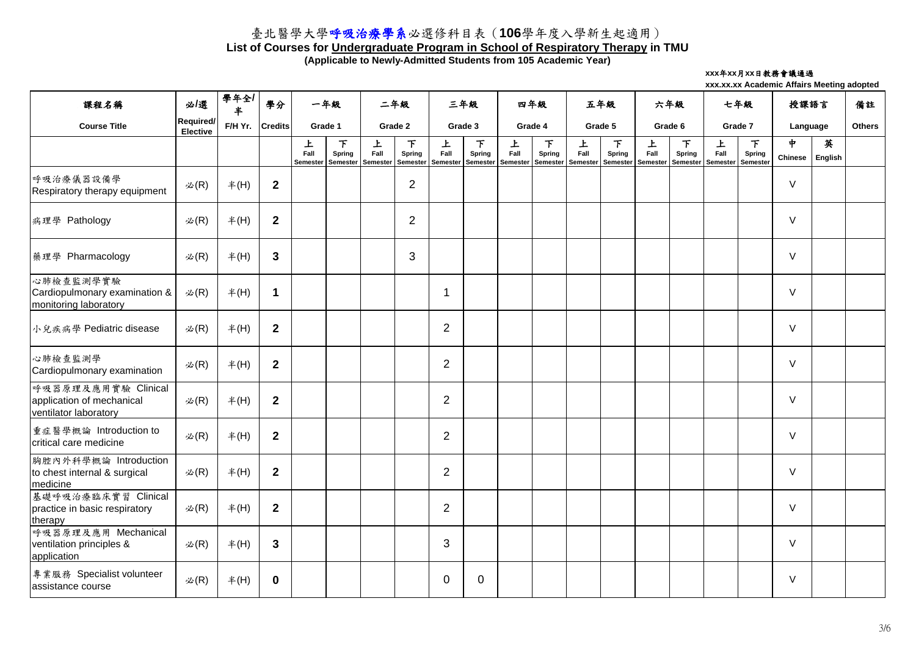# 臺北醫學大學呼吸治療學系必選修科目表（106學年度入學新生起適用）

**List of Courses for Undergraduate Program in School of Respiratory Therapy in TMU**

**(Applicable to Newly-Admitted Students from 105 Academic Year)**

xxx年xx月xx日教務會議通過

xxx.xx.xx Academic Affairs Meeting adopted

| 課程名稱 Course Title | 必/選 Required/ Elective | 學年全/半 F/H Yr. | 學分 Credits | 一年級 Grade 1 | | 二年級 Grade 2 | | 三年級 Grade 3 | | 四年級 Grade 4 | | 五年級 Grade 5 | | 六年級 Grade 6 | | 七年級 Grade 7 | | 授課語言 Language | | 備註 Others |
|---|---|---|---|---|---|---|---|---|---|---|---|---|---|---|---|---|---|---|---|---|
| | | | | 上 Fall Semester | 下 Spring Semester | 上 Fall Semester | 下 Spring Semester | 上 Fall Semester | 下 Spring Semester | 上 Fall Semester | 下 Spring Semester | 上 Fall Semester | 下 Spring Semester | 上 Fall Semester | 下 Spring Semester | 上 Fall Semester | 下 Spring Semester | 中 Chinese | 英 English | |
| 呼吸治療儀器設備學 Respiratory therapy equipment | 必(R) | 半(H) | **2** | | | | 2 | | | | | | | | | | | V | | |
| 病理學 Pathology | 必(R) | 半(H) | **2** | | | | 2 | | | | | | | | | | | V | | |
| 藥理學 Pharmacology | 必(R) | 半(H) | **3** | | | | 3 | | | | | | | | | | | V | | |
| 心肺檢查監測學實驗 Cardiopulmonary examination & monitoring laboratory | 必(R) | 半(H) | **1** | | | | | 1 | | | | | | | | | | V | | |
| 小兒疾病學 Pediatric disease | 必(R) | 半(H) | **2** | | | | | 2 | | | | | | | | | | V | | |
| 心肺檢查監測學 Cardiopulmonary examination | 必(R) | 半(H) | **2** | | | | | 2 | | | | | | | | | | V | | |
| 呼吸器原理及應用實驗 Clinical application of mechanical ventilator laboratory | 必(R) | 半(H) | **2** | | | | | 2 | | | | | | | | | | V | | |
| 重症醫學概論 Introduction to critical care medicine | 必(R) | 半(H) | **2** | | | | | 2 | | | | | | | | | | V | | |
| 胸腔內外科學概論 Introduction to chest internal & surgical medicine | 必(R) | 半(H) | **2** | | | | | 2 | | | | | | | | | | V | | |
| 基礎呼吸治療臨床實習 Clinical practice in basic respiratory therapy | 必(R) | 半(H) | **2** | | | | | 2 | | | | | | | | | | V | | |
| 呼吸器原理及應用 Mechanical ventilation principles & application | 必(R) | 半(H) | **3** | | | | | 3 | | | | | | | | | | V | | |
| 專業服務 Specialist volunteer assistance course | 必(R) | 半(H) | **0** | | | | | 0 | 0 | | | | | | | | | V | | |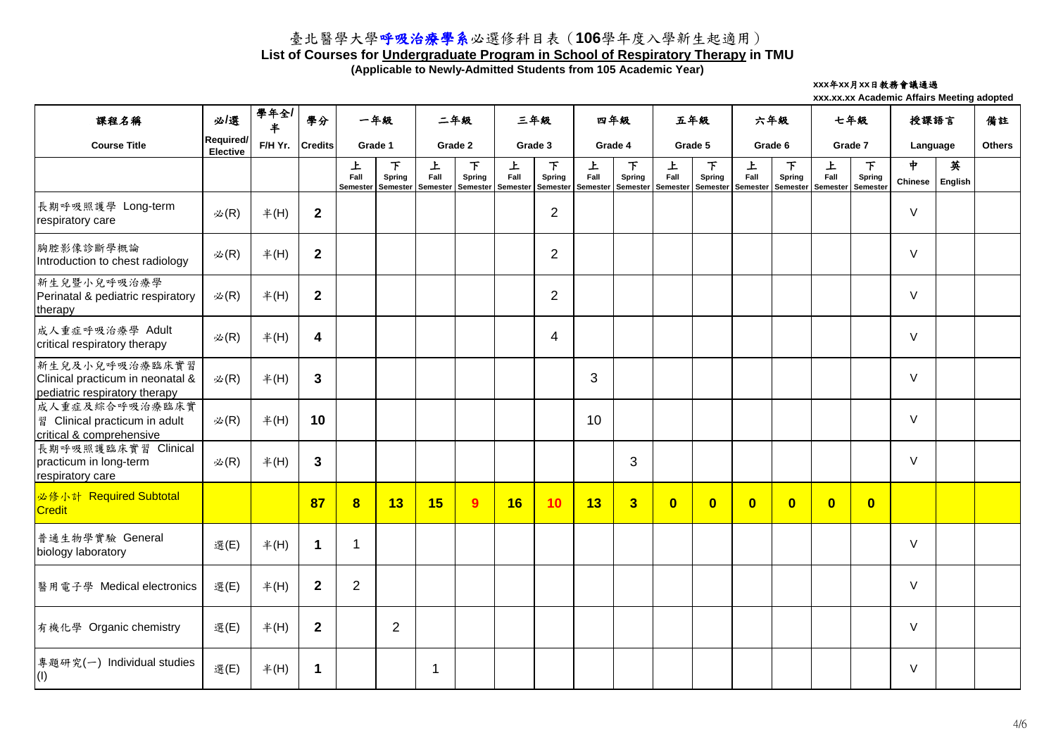# 臺北醫學大學呼吸治療學系必選修科目表（106學年度入學新生起適用）

**List of Courses for Undergraduate Program in School of Respiratory Therapy in TMU**

**(Applicable to Newly-Admitted Students from 105 Academic Year)**

xxx年xx月xx日教務會議通過
xxx.xx.xx Academic Affairs Meeting adopted

| 課程名稱 Course Title | 必/選 Required/ Elective | 學年全/半 F/H Yr. | 學分 Credits | 一年級 Grade 1 | | 二年級 Grade 2 | | 三年級 Grade 3 | | 四年級 Grade 4 | | 五年級 Grade 5 | | 六年級 Grade 6 | | 七年級 Grade 7 | | 授課語言 Language | | 備註 Others |
|---|---|---|---|---|---|---|---|---|---|---|---|---|---|---|---|---|---|---|---|---|
| | | | | 上 Fall Semester | 下 Spring Semester | 上 Fall Semester | 下 Spring Semester | 上 Fall Semester | 下 Spring Semester | 上 Fall Semester | 下 Spring Semester | 上 Fall Semester | 下 Spring Semester | 上 Fall Semester | 下 Spring Semester | 上 Fall Semester | 下 Spring Semester | 中 Chinese | 英 English | |
| 長期呼吸照護學 Long-term respiratory care | 必(R) | 半(H) | **2** | | | | | | 2 | | | | | | | | | V | | |
| 胸腔影像診斷學概論 Introduction to chest radiology | 必(R) | 半(H) | **2** | | | | | | 2 | | | | | | | | | V | | |
| 新生兒暨小兒呼吸治療學 Perinatal & pediatric respiratory therapy | 必(R) | 半(H) | **2** | | | | | | 2 | | | | | | | | | V | | |
| 成人重症呼吸治療學 Adult critical respiratory therapy | 必(R) | 半(H) | **4** | | | | | | 4 | | | | | | | | | V | | |
| 新生兒及小兒呼吸治療臨床實習 Clinical practicum in neonatal & pediatric respiratory therapy | 必(R) | 半(H) | **3** | | | | | | | 3 | | | | | | | | V | | |
| 成人重症及綜合呼吸治療臨床實習 Clinical practicum in adult critical & comprehensive | 必(R) | 半(H) | **10** | | | | | | | 10 | | | | | | | | V | | |
| 長期呼吸照護臨床實習 Clinical practicum in long-term respiratory care | 必(R) | 半(H) | **3** | | | | | | | | 3 | | | | | | | V | | |
| 必修小計 Required Subtotal Credit | | | **87** | **8** | **13** | **15** | **9** | **16** | **10** | **13** | **3** | **0** | **0** | **0** | **0** | **0** | **0** | | | |
| 普通生物學實驗 General biology laboratory | 選(E) | 半(H) | **1** | 1 | | | | | | | | | | | | | | V | | |
| 醫用電子學 Medical electronics | 選(E) | 半(H) | **2** | 2 | | | | | | | | | | | | | | V | | |
| 有機化學 Organic chemistry | 選(E) | 半(H) | **2** | | 2 | | | | | | | | | | | | | V | | |
| 專題研究(一) Individual studies (I) | 選(E) | 半(H) | **1** | | | 1 | | | | | | | | | | | | V | | |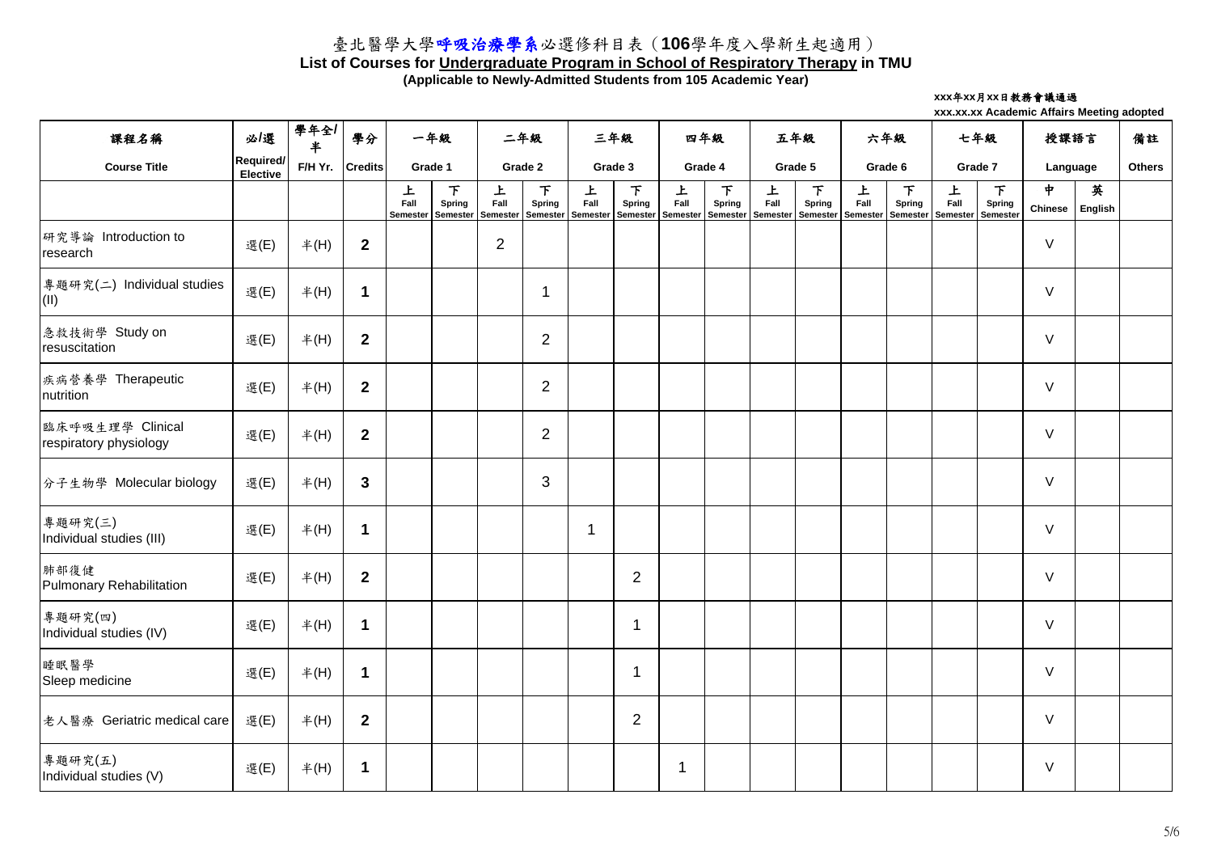# 臺北醫學大學呼吸治療學系必選修科目表（**106**學年度入學新生起適用）

## List of Courses for Undergraduate Program in School of Respiratory Therapy in TMU

**(Applicable to Newly-Admitted Students from 105 Academic Year)**

**xxx年xx月xx日教務會議通過**

**xxx.xx.xx Academic Affairs Meeting adopted**

| 課程名稱 Course Title | 必/選 Required/ Elective | 學年全/半 F/H Yr. | 學分 Credits | 一年級 Grade 1 | | 二年級 Grade 2 | | 三年級 Grade 3 | | 四年級 Grade 4 | | 五年級 Grade 5 | | 六年級 Grade 6 | | 七年級 Grade 7 | | 授課語言 Language | | 備註 Others |
|---|---|---|---|---|---|---|---|---|---|---|---|---|---|---|---|---|---|---|---|---|
| | | | | 上 Fall Semester | 下 Spring Semester | 上 Fall Semester | 下 Spring Semester | 上 Fall Semester | 下 Spring Semester | 上 Fall Semester | 下 Spring Semester | 上 Fall Semester | 下 Spring Semester | 上 Fall Semester | 下 Spring Semester | 上 Fall Semester | 下 Spring Semester | 中 Chinese | 英 English | |
| 研究導論 Introduction to research | 選(E) | 半(H) | **2** | | | 2 | | | | | | | | | | | | V | | |
| 專題研究(二) Individual studies (II) | 選(E) | 半(H) | **1** | | | | 1 | | | | | | | | | | | V | | |
| 急救技術學 Study on resuscitation | 選(E) | 半(H) | **2** | | | | 2 | | | | | | | | | | | V | | |
| 疾病營養學 Therapeutic nutrition | 選(E) | 半(H) | **2** | | | | 2 | | | | | | | | | | | V | | |
| 臨床呼吸生理學 Clinical respiratory physiology | 選(E) | 半(H) | **2** | | | | 2 | | | | | | | | | | | V | | |
| 分子生物學 Molecular biology | 選(E) | 半(H) | **3** | | | | 3 | | | | | | | | | | | V | | |
| 專題研究(三) Individual studies (III) | 選(E) | 半(H) | **1** | | | | | 1 | | | | | | | | | | V | | |
| 肺部復健 Pulmonary Rehabilitation | 選(E) | 半(H) | **2** | | | | | | 2 | | | | | | | | | V | | |
| 專題研究(四) Individual studies (IV) | 選(E) | 半(H) | **1** | | | | | | 1 | | | | | | | | | V | | |
| 睡眠醫學 Sleep medicine | 選(E) | 半(H) | **1** | | | | | | 1 | | | | | | | | | V | | |
| 老人醫療 Geriatric medical care | 選(E) | 半(H) | **2** | | | | | | 2 | | | | | | | | | V | | |
| 專題研究(五) Individual studies (V) | 選(E) | 半(H) | **1** | | | | | | | 1 | | | | | | | | V | | |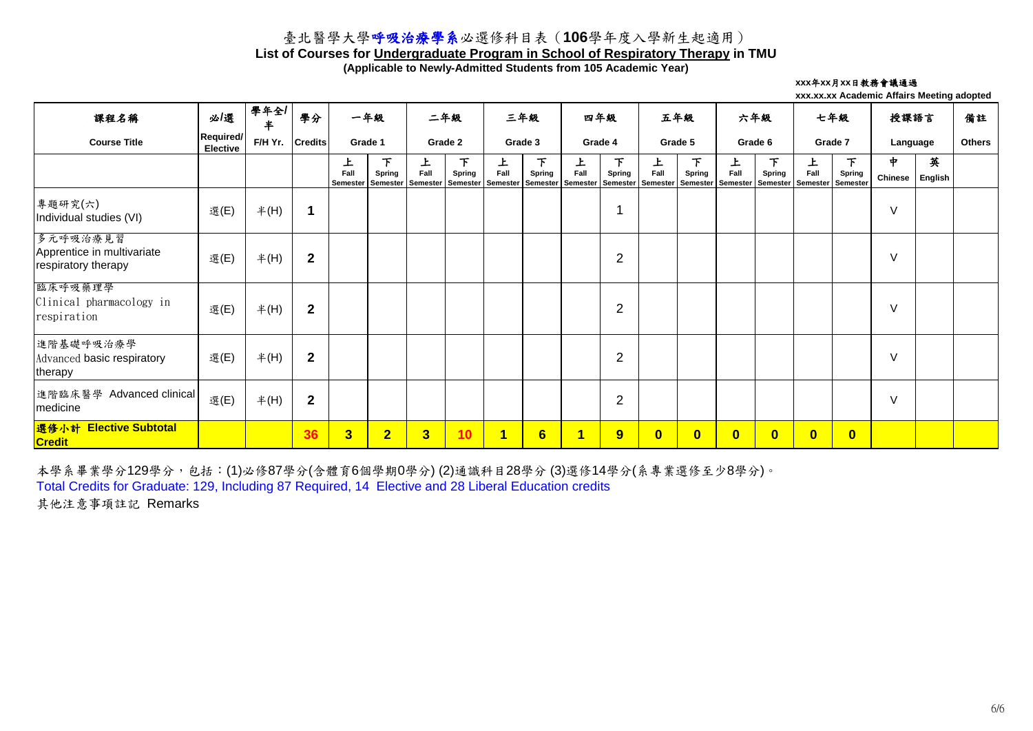# 臺北醫學大學呼吸治療學系必選修科目表（106學年度入學新生起適用）

**List of Courses for Undergraduate Program in School of Respiratory Therapy in TMU**

**(Applicable to Newly-Admitted Students from 105 Academic Year)**

xxx年xx月xx日教務會議通過
xxx.xx.xx Academic Affairs Meeting adopted

| 課程名稱 Course Title | 必/選 Required/ Elective | 學年全/半 F/H Yr. | 學分 Credits | 一年級 Grade 1 | | 二年級 Grade 2 | | 三年級 Grade 3 | | 四年級 Grade 4 | | 五年級 Grade 5 | | 六年級 Grade 6 | | 七年級 Grade 7 | | 授課語言 Language | | 備註 Others |
|---|---|---|---|---|---|---|---|---|---|---|---|---|---|---|---|---|---|---|---|---|
| | | | | 上 Fall Semester | 下 Spring Semester | 上 Fall Semester | 下 Spring Semester | 上 Fall Semester | 下 Spring Semester | 上 Fall Semester | 下 Spring Semester | 上 Fall Semester | 下 Spring Semester | 上 Fall Semester | 下 Spring Semester | 上 Fall Semester | 下 Spring Semester | 中 Chinese | 英 English | |
| 專題研究(六) Individual studies (VI) | 選(E) | 半(H) | 1 | | | | | | | | 1 | | | | | | | V | | |
| 多元呼吸治療見習 Apprentice in multivariate respiratory therapy | 選(E) | 半(H) | 2 | | | | | | | | 2 | | | | | | | V | | |
| 臨床呼吸藥理學 Clinical pharmacology in respiration | 選(E) | 半(H) | 2 | | | | | | | | 2 | | | | | | | V | | |
| 進階基礎呼吸治療學 Advanced basic respiratory therapy | 選(E) | 半(H) | 2 | | | | | | | | 2 | | | | | | | V | | |
| 進階臨床醫學 Advanced clinical medicine | 選(E) | 半(H) | 2 | | | | | | | | 2 | | | | | | | V | | |
| **選修小計 Elective Subtotal Credit** | | | **36** | **3** | **2** | **3** | **10** | **1** | **6** | **1** | **9** | **0** | **0** | **0** | **0** | **0** | **0** | | | |

本學系畢業學分129學分，包括：(1)必修87學分(含體育6個學期0學分) (2)通識科目28學分 (3)選修14學分(系專業選修至少8學分)。

Total Credits for Graduate: 129, Including 87 Required, 14 Elective and 28 Liberal Education credits

其他注意事項註記 Remarks